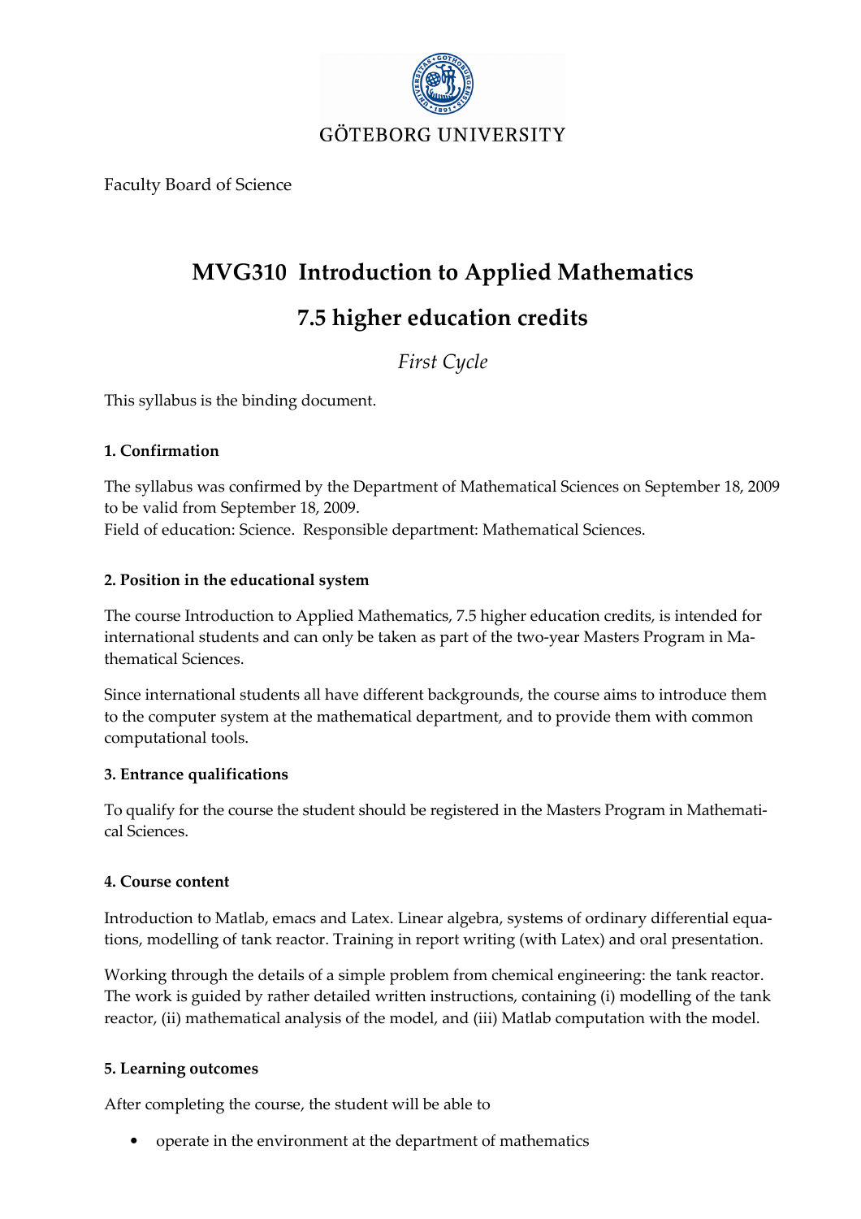GÖTEBORG UNIVERSITY

Faculty Board of Science

# MVG310 Introduction to Applied Mathematics

# 7.5 higher education credits

*First Cycle*

This syllabus is the binding document.

### 1. Confirmation

The syllabus was confirmed by the Department of Mathematical Sciences on September 18, 2009 to be valid from September 18, 2009.
Field of education: Science. Responsible department: Mathematical Sciences.

### 2. Position in the educational system

The course Introduction to Applied Mathematics, 7.5 higher education credits, is intended for international students and can only be taken as part of the two-year Masters Program in Mathematical Sciences.

Since international students all have different backgrounds, the course aims to introduce them to the computer system at the mathematical department, and to provide them with common computational tools.

### 3. Entrance qualifications

To qualify for the course the student should be registered in the Masters Program in Mathematical Sciences.

### 4. Course content

Introduction to Matlab, emacs and Latex. Linear algebra, systems of ordinary differential equations, modelling of tank reactor. Training in report writing (with Latex) and oral presentation.

Working through the details of a simple problem from chemical engineering: the tank reactor. The work is guided by rather detailed written instructions, containing (i) modelling of the tank reactor, (ii) mathematical analysis of the model, and (iii) Matlab computation with the model.

### 5. Learning outcomes

After completing the course, the student will be able to

- operate in the environment at the department of mathematics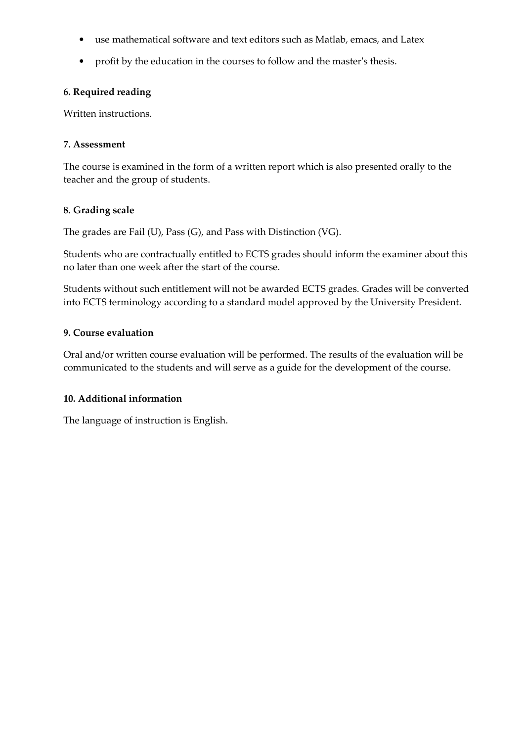- use mathematical software and text editors such as Matlab, emacs, and Latex
- profit by the education in the courses to follow and the master's thesis.

#### 6. Required reading

Written instructions.

#### 7. Assessment

The course is examined in the form of a written report which is also presented orally to the teacher and the group of students.

#### 8. Grading scale

The grades are Fail (U), Pass (G), and Pass with Distinction (VG).

Students who are contractually entitled to ECTS grades should inform the examiner about this no later than one week after the start of the course.

Students without such entitlement will not be awarded ECTS grades. Grades will be converted into ECTS terminology according to a standard model approved by the University President.

#### 9. Course evaluation

Oral and/or written course evaluation will be performed. The results of the evaluation will be communicated to the students and will serve as a guide for the development of the course.

#### 10. Additional information

The language of instruction is English.